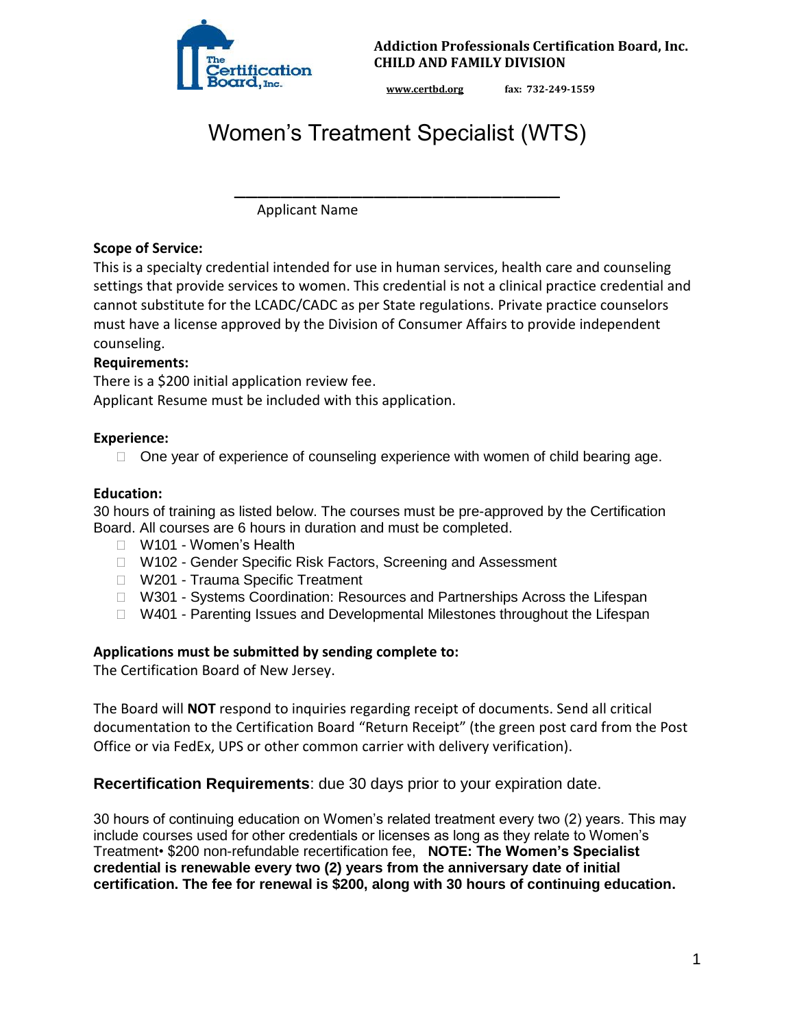**Addiction Professionals Certification Board, Inc.**
**CHILD AND FAMILY DIVISION**

www.certbd.org fax: 732-249-1559

# Women's Treatment Specialist (WTS)

\_\_\_\_\_\_\_\_\_\_\_\_\_\_\_\_\_\_\_\_\_\_\_\_\_\_\_\_\_\_\_\_\_\_\_\_\_\_\_\_

Applicant Name

**Scope of Service:**

This is a specialty credential intended for use in human services, health care and counseling settings that provide services to women. This credential is not a clinical practice credential and cannot substitute for the LCADC/CADC as per State regulations. Private practice counselors must have a license approved by the Division of Consumer Affairs to provide independent counseling.

**Requirements:**

There is a $200 initial application review fee.

Applicant Resume must be included with this application.

**Experience:**

- ☐ One year of experience of counseling experience with women of child bearing age.

**Education:**

30 hours of training as listed below. The courses must be pre-approved by the Certification Board. All courses are 6 hours in duration and must be completed.

- ☐ W101 - Women's Health
- ☐ W102 - Gender Specific Risk Factors, Screening and Assessment
- ☐ W201 - Trauma Specific Treatment
- ☐ W301 - Systems Coordination: Resources and Partnerships Across the Lifespan
- ☐ W401 - Parenting Issues and Developmental Milestones throughout the Lifespan

**Applications must be submitted by sending complete to:**

The Certification Board of New Jersey.

The Board will **NOT** respond to inquiries regarding receipt of documents. Send all critical documentation to the Certification Board "Return Receipt" (the green post card from the Post Office or via FedEx, UPS or other common carrier with delivery verification).

**Recertification Requirements**: due 30 days prior to your expiration date.

30 hours of continuing education on Women's related treatment every two (2) years. This may include courses used for other credentials or licenses as long as they relate to Women's Treatment• $200 non-refundable recertification fee, **NOTE: The Women's Specialist credential is renewable every two (2) years from the anniversary date of initial certification. The fee for renewal is $200, along with 30 hours of continuing education.**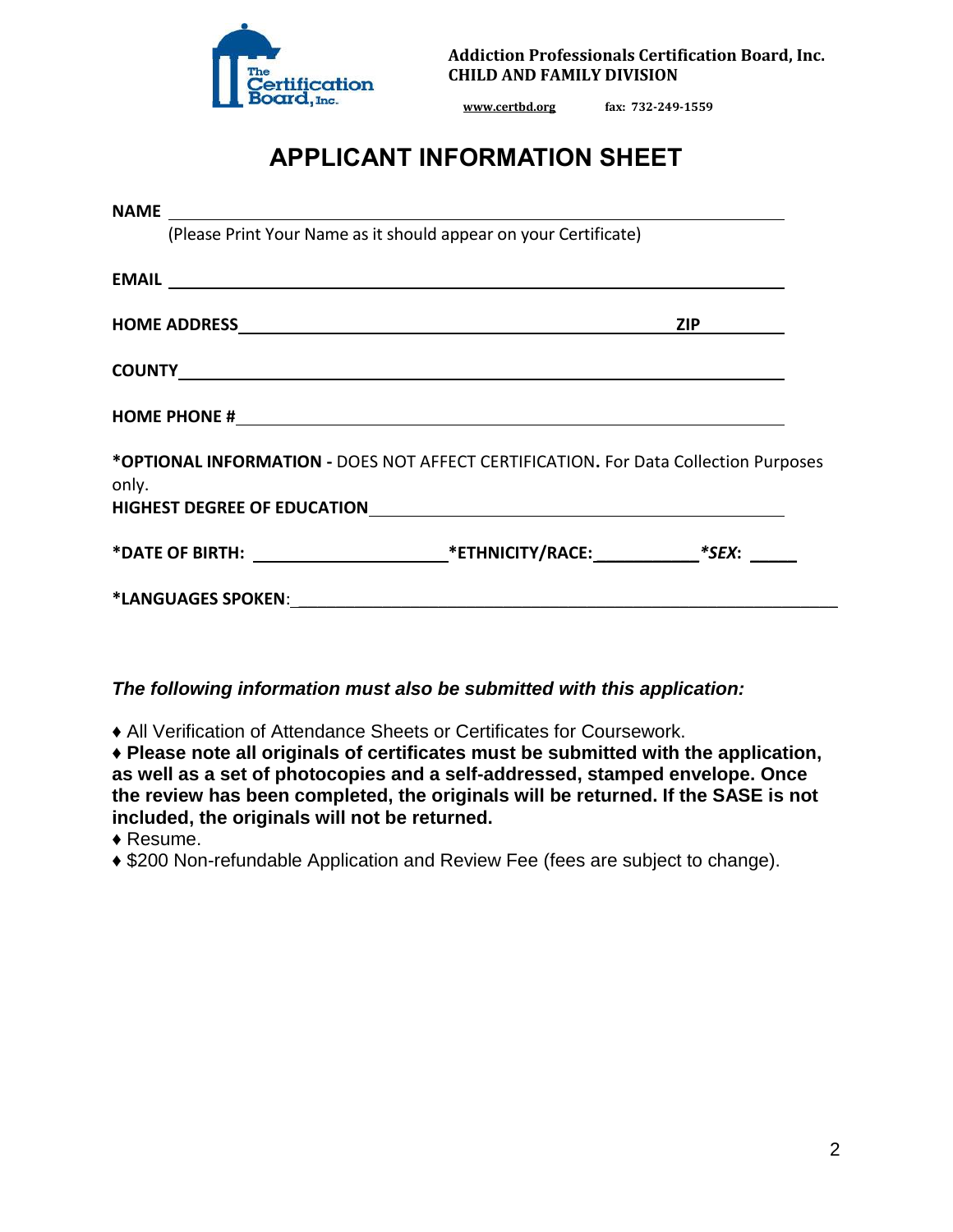Addiction Professionals Certification Board, Inc.
**CHILD AND FAMILY DIVISION**

www.certbd.org fax: 732-249-1559

# APPLICANT INFORMATION SHEET

**NAME** ________________________________________________

(Please Print Your Name as it should appear on your Certificate)

**EMAIL** ________________________________________________

**HOME ADDRESS** ________________________________________ **ZIP** __________

**COUNTY** ________________________________________________

**HOME PHONE #** ________________________________________________

***OPTIONAL INFORMATION -** DOES NOT AFFECT CERTIFICATION**.** For Data Collection Purposes only.

**HIGHEST DEGREE OF EDUCATION** ________________________________________

***DATE OF BIRTH:** ____________________ ***ETHNICITY/RACE:** ___________ ****SEX*:** _____

***LANGUAGES SPOKEN**: ________________________________________________

***The following information must also be submitted with this application:***

♦ All Verification of Attendance Sheets or Certificates for Coursework.

**♦ Please note all originals of certificates must be submitted with the application, as well as a set of photocopies and a self-addressed, stamped envelope. Once the review has been completed, the originals will be returned. If the SASE is not included, the originals will not be returned.**

♦ Resume.

♦ $200 Non-refundable Application and Review Fee (fees are subject to change).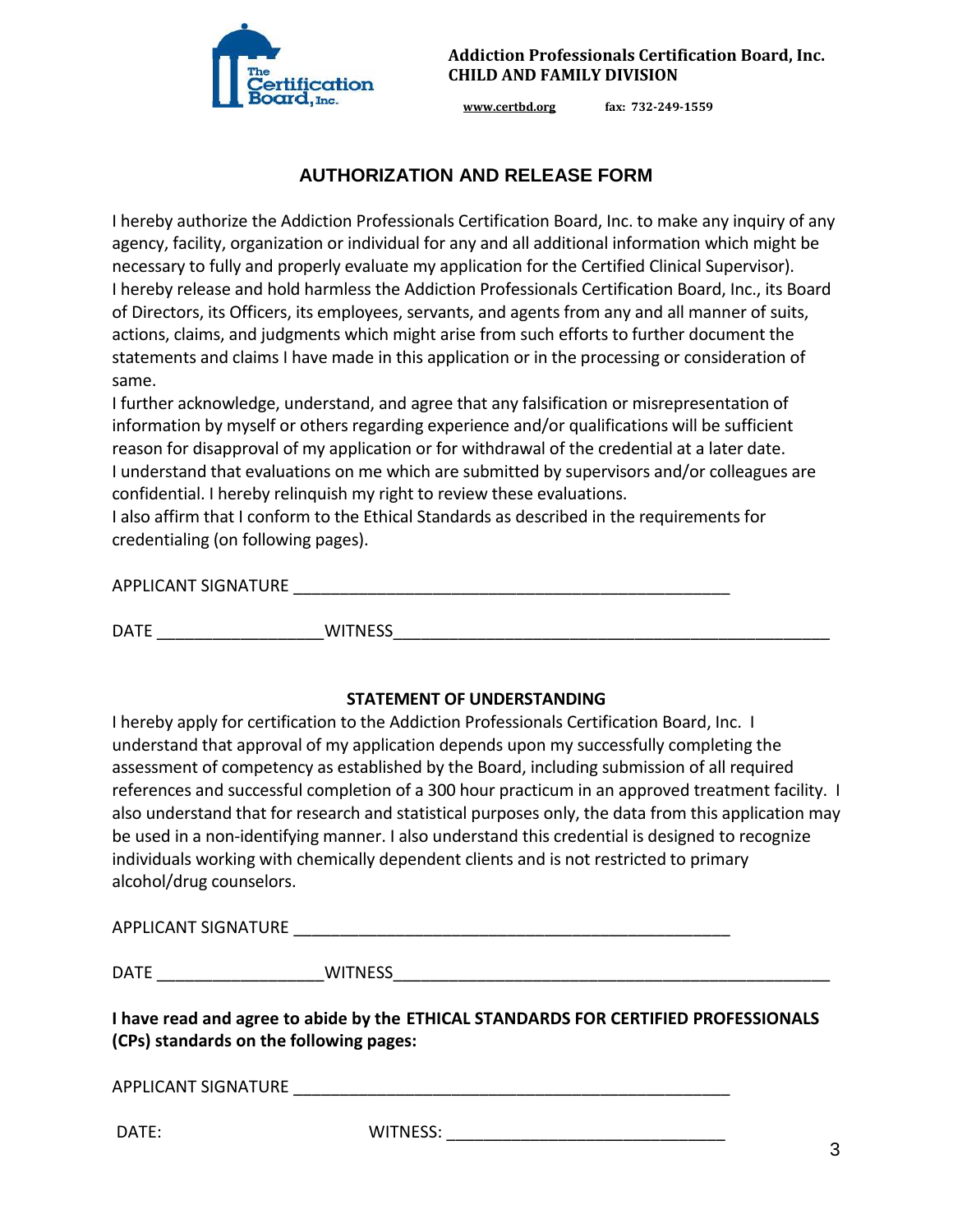**Addiction Professionals Certification Board, Inc.**
**CHILD AND FAMILY DIVISION**

www.certbd.org fax: 732-249-1559

## AUTHORIZATION AND RELEASE FORM

I hereby authorize the Addiction Professionals Certification Board, Inc. to make any inquiry of any agency, facility, organization or individual for any and all additional information which might be necessary to fully and properly evaluate my application for the Certified Clinical Supervisor).
I hereby release and hold harmless the Addiction Professionals Certification Board, Inc., its Board of Directors, its Officers, its employees, servants, and agents from any and all manner of suits, actions, claims, and judgments which might arise from such efforts to further document the statements and claims I have made in this application or in the processing or consideration of same.
I further acknowledge, understand, and agree that any falsification or misrepresentation of information by myself or others regarding experience and/or qualifications will be sufficient reason for disapproval of my application or for withdrawal of the credential at a later date.
I understand that evaluations on me which are submitted by supervisors and/or colleagues are confidential. I hereby relinquish my right to review these evaluations.
I also affirm that I conform to the Ethical Standards as described in the requirements for credentialing (on following pages).

APPLICANT SIGNATURE ________________________________________________

DATE _________________WITNESS_____________________________________________

**STATEMENT OF UNDERSTANDING**

I hereby apply for certification to the Addiction Professionals Certification Board, Inc. I understand that approval of my application depends upon my successfully completing the assessment of competency as established by the Board, including submission of all required references and successful completion of a 300 hour practicum in an approved treatment facility. I also understand that for research and statistical purposes only, the data from this application may be used in a non-identifying manner. I also understand this credential is designed to recognize individuals working with chemically dependent clients and is not restricted to primary alcohol/drug counselors.

APPLICANT SIGNATURE ________________________________________________

DATE _________________WITNESS_____________________________________________

**I have read and agree to abide by the ETHICAL STANDARDS FOR CERTIFIED PROFESSIONALS (CPs) standards on the following pages:**

APPLICANT SIGNATURE ________________________________________________

DATE: WITNESS: ______________________________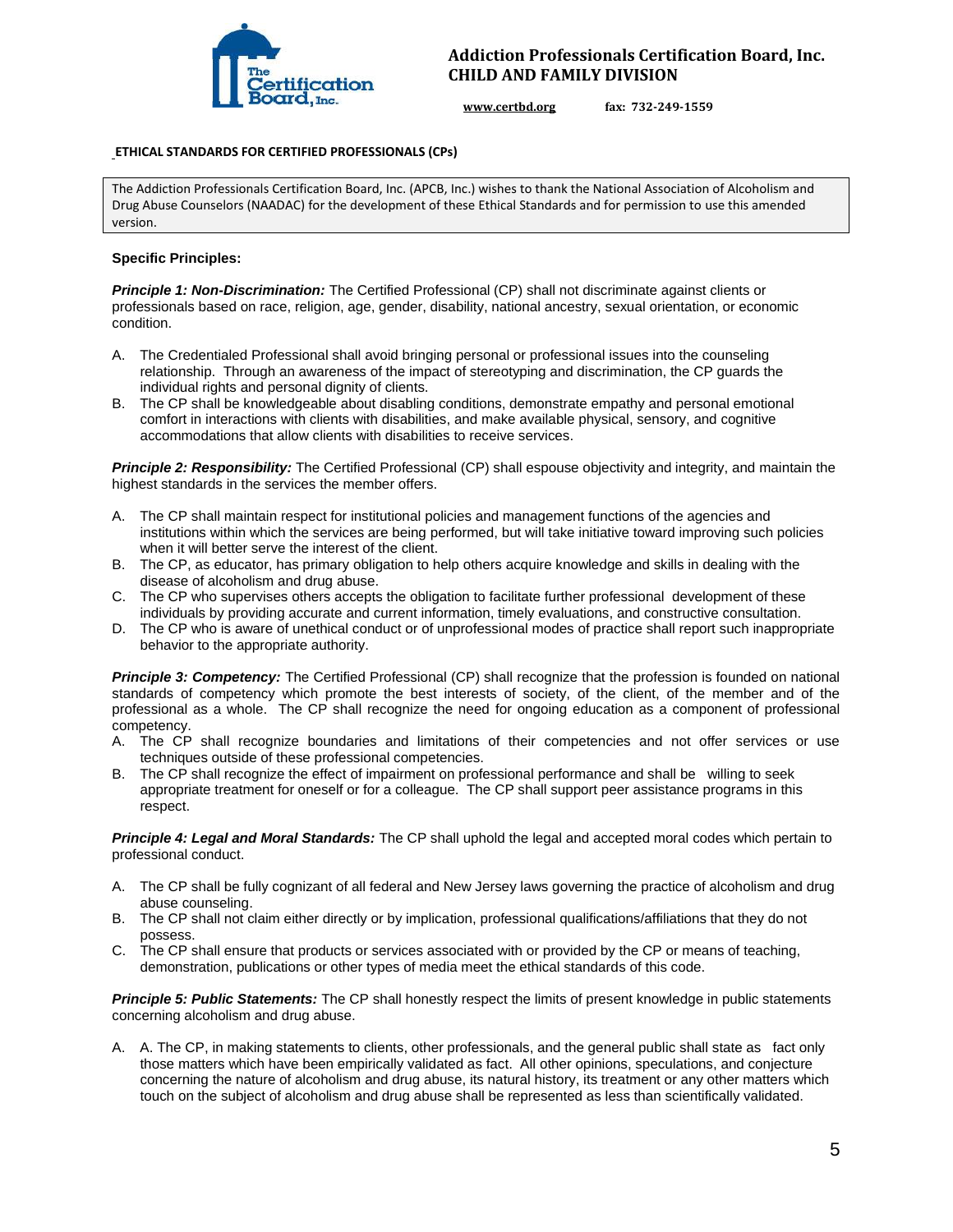# Addiction Professionals Certification Board, Inc.
## CHILD AND FAMILY DIVISION

www.certbd.org fax: 732-249-1559

**ETHICAL STANDARDS FOR CERTIFIED PROFESSIONALS (CPs)**

The Addiction Professionals Certification Board, Inc. (APCB, Inc.) wishes to thank the National Association of Alcoholism and Drug Abuse Counselors (NAADAC) for the development of these Ethical Standards and for permission to use this amended version.

**Specific Principles:**

***Principle 1: Non-Discrimination:*** The Certified Professional (CP) shall not discriminate against clients or professionals based on race, religion, age, gender, disability, national ancestry, sexual orientation, or economic condition.

A. The Credentialed Professional shall avoid bringing personal or professional issues into the counseling relationship. Through an awareness of the impact of stereotyping and discrimination, the CP guards the individual rights and personal dignity of clients.
B. The CP shall be knowledgeable about disabling conditions, demonstrate empathy and personal emotional comfort in interactions with clients with disabilities, and make available physical, sensory, and cognitive accommodations that allow clients with disabilities to receive services.

***Principle 2: Responsibility:*** The Certified Professional (CP) shall espouse objectivity and integrity, and maintain the highest standards in the services the member offers.

A. The CP shall maintain respect for institutional policies and management functions of the agencies and institutions within which the services are being performed, but will take initiative toward improving such policies when it will better serve the interest of the client.
B. The CP, as educator, has primary obligation to help others acquire knowledge and skills in dealing with the disease of alcoholism and drug abuse.
C. The CP who supervises others accepts the obligation to facilitate further professional development of these individuals by providing accurate and current information, timely evaluations, and constructive consultation.
D. The CP who is aware of unethical conduct or of unprofessional modes of practice shall report such inappropriate behavior to the appropriate authority.

***Principle 3: Competency:*** The Certified Professional (CP) shall recognize that the profession is founded on national standards of competency which promote the best interests of society, of the client, of the member and of the professional as a whole. The CP shall recognize the need for ongoing education as a component of professional competency.

A. The CP shall recognize boundaries and limitations of their competencies and not offer services or use techniques outside of these professional competencies.
B. The CP shall recognize the effect of impairment on professional performance and shall be willing to seek appropriate treatment for oneself or for a colleague. The CP shall support peer assistance programs in this respect.

***Principle 4: Legal and Moral Standards:*** The CP shall uphold the legal and accepted moral codes which pertain to professional conduct.

A. The CP shall be fully cognizant of all federal and New Jersey laws governing the practice of alcoholism and drug abuse counseling.
B. The CP shall not claim either directly or by implication, professional qualifications/affiliations that they do not possess.
C. The CP shall ensure that products or services associated with or provided by the CP or means of teaching, demonstration, publications or other types of media meet the ethical standards of this code.

***Principle 5: Public Statements:*** The CP shall honestly respect the limits of present knowledge in public statements concerning alcoholism and drug abuse.

A. A. The CP, in making statements to clients, other professionals, and the general public shall state as fact only those matters which have been empirically validated as fact. All other opinions, speculations, and conjecture concerning the nature of alcoholism and drug abuse, its natural history, its treatment or any other matters which touch on the subject of alcoholism and drug abuse shall be represented as less than scientifically validated.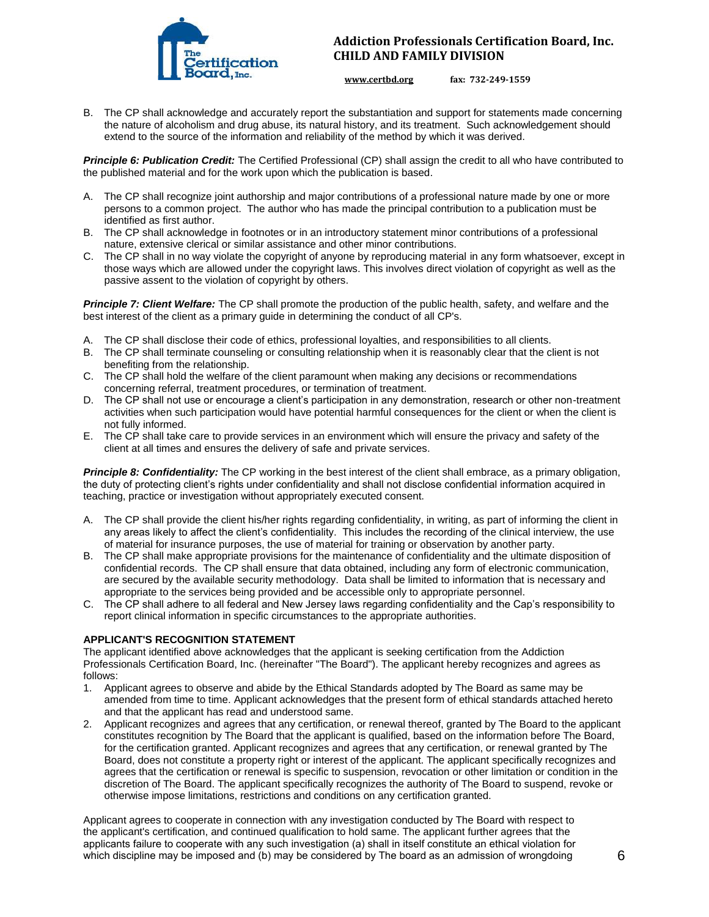B. The CP shall acknowledge and accurately report the substantiation and support for statements made concerning the nature of alcoholism and drug abuse, its natural history, and its treatment. Such acknowledgement should extend to the source of the information and reliability of the method by which it was derived.

***Principle 6: Publication Credit:*** The Certified Professional (CP) shall assign the credit to all who have contributed to the published material and for the work upon which the publication is based.

A. The CP shall recognize joint authorship and major contributions of a professional nature made by one or more persons to a common project. The author who has made the principal contribution to a publication must be identified as first author.
B. The CP shall acknowledge in footnotes or in an introductory statement minor contributions of a professional nature, extensive clerical or similar assistance and other minor contributions.
C. The CP shall in no way violate the copyright of anyone by reproducing material in any form whatsoever, except in those ways which are allowed under the copyright laws. This involves direct violation of copyright as well as the passive assent to the violation of copyright by others.

***Principle 7: Client Welfare:*** The CP shall promote the production of the public health, safety, and welfare and the best interest of the client as a primary guide in determining the conduct of all CP's.

A. The CP shall disclose their code of ethics, professional loyalties, and responsibilities to all clients.
B. The CP shall terminate counseling or consulting relationship when it is reasonably clear that the client is not benefiting from the relationship.
C. The CP shall hold the welfare of the client paramount when making any decisions or recommendations concerning referral, treatment procedures, or termination of treatment.
D. The CP shall not use or encourage a client's participation in any demonstration, research or other non-treatment activities when such participation would have potential harmful consequences for the client or when the client is not fully informed.
E. The CP shall take care to provide services in an environment which will ensure the privacy and safety of the client at all times and ensures the delivery of safe and private services.

***Principle 8: Confidentiality:*** The CP working in the best interest of the client shall embrace, as a primary obligation, the duty of protecting client's rights under confidentiality and shall not disclose confidential information acquired in teaching, practice or investigation without appropriately executed consent.

A. The CP shall provide the client his/her rights regarding confidentiality, in writing, as part of informing the client in any areas likely to affect the client's confidentiality. This includes the recording of the clinical interview, the use of material for insurance purposes, the use of material for training or observation by another party.
B. The CP shall make appropriate provisions for the maintenance of confidentiality and the ultimate disposition of confidential records. The CP shall ensure that data obtained, including any form of electronic communication, are secured by the available security methodology. Data shall be limited to information that is necessary and appropriate to the services being provided and be accessible only to appropriate personnel.
C. The CP shall adhere to all federal and New Jersey laws regarding confidentiality and the Cap's responsibility to report clinical information in specific circumstances to the appropriate authorities.

**APPLICANT'S RECOGNITION STATEMENT**

The applicant identified above acknowledges that the applicant is seeking certification from the Addiction Professionals Certification Board, Inc. (hereinafter "The Board"). The applicant hereby recognizes and agrees as follows:

1. Applicant agrees to observe and abide by the Ethical Standards adopted by The Board as same may be amended from time to time. Applicant acknowledges that the present form of ethical standards attached hereto and that the applicant has read and understood same.
2. Applicant recognizes and agrees that any certification, or renewal thereof, granted by The Board to the applicant constitutes recognition by The Board that the applicant is qualified, based on the information before The Board, for the certification granted. Applicant recognizes and agrees that any certification, or renewal granted by The Board, does not constitute a property right or interest of the applicant. The applicant specifically recognizes and agrees that the certification or renewal is specific to suspension, revocation or other limitation or condition in the discretion of The Board. The applicant specifically recognizes the authority of The Board to suspend, revoke or otherwise impose limitations, restrictions and conditions on any certification granted.

Applicant agrees to cooperate in connection with any investigation conducted by The Board with respect to the applicant's certification, and continued qualification to hold same. The applicant further agrees that the applicants failure to cooperate with any such investigation (a) shall in itself constitute an ethical violation for which discipline may be imposed and (b) may be considered by The board as an admission of wrongdoing